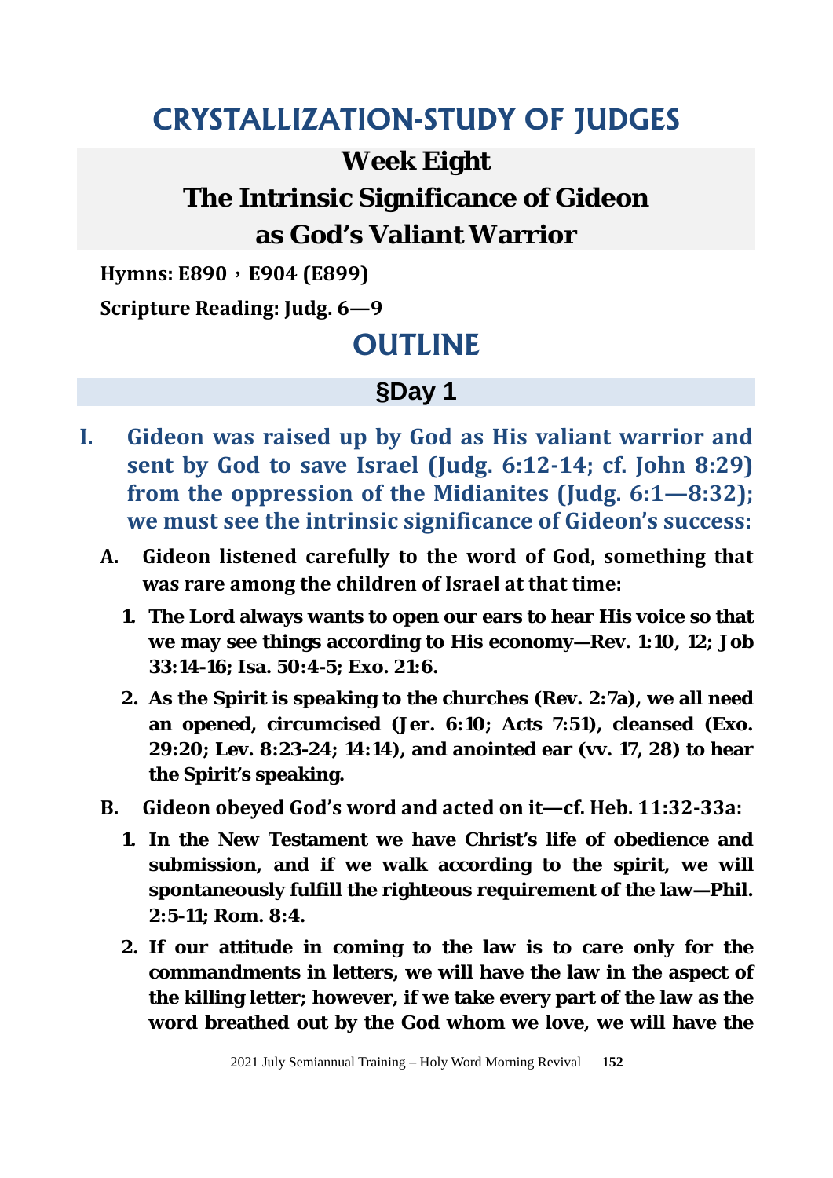# CRYSTALLIZATION-STUDY OF JUDGES

## Week Eight

## The Intrinsic Significance of Gideon as God's Valiant Warrior

**Hymns: E890，E904 (E899)**

**Scripture Reading: Judg. 6—9**

# OUTLINE

## §Day 1

**I. Gideon was raised up by God as His valiant warrior and sent by God to save Israel (Judg. 6:12-14; cf. John 8:29) from the oppression of the Midianites (Judg. 6:1—8:32); we must see the intrinsic significance of Gideon's success:**

**A. Gideon listened carefully to the word of God, something that was rare among the children of Israel at that time:**

**1. The Lord always wants to open our ears to hear His voice so that we may see things according to His economy—Rev. 1:10, 12; Job 33:14-16; Isa. 50:4-5; Exo. 21:6.**

**2. As the Spirit is speaking to the churches (Rev. 2:7a), we all need an opened, circumcised (Jer. 6:10; Acts 7:51), cleansed (Exo. 29:20; Lev. 8:23-24; 14:14), and anointed ear (vv. 17, 28) to hear the Spirit's speaking.**

**B. Gideon obeyed God's word and acted on it—cf. Heb. 11:32-33a:**

**1. In the New Testament we have Christ's life of obedience and submission, and if we walk according to the spirit, we will spontaneously fulfill the righteous requirement of the law—Phil. 2:5-11; Rom. 8:4.**

**2. If our attitude in coming to the law is to care only for the commandments in letters, we will have the law in the aspect of the killing letter; however, if we take every part of the law as the word breathed out by the God whom we love, we will have the**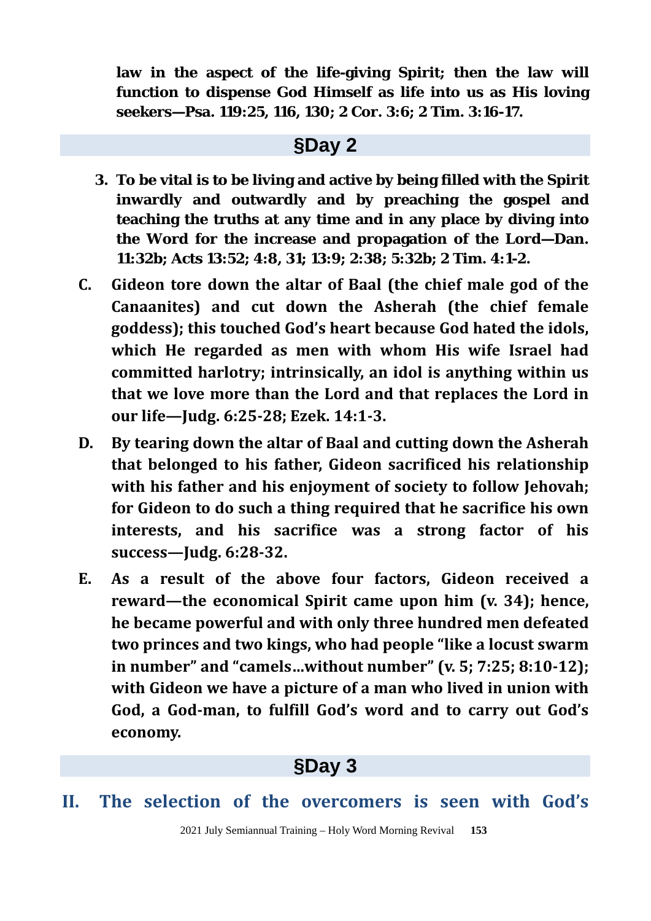**law in the aspect of the life-giving Spirit; then the law will function to dispense God Himself as life into us as His loving seekers—Psa. 119:25, 116, 130; 2 Cor. 3:6; 2 Tim. 3:16-17.**

## §Day 2

3. **To be vital is to be living and active by being filled with the Spirit inwardly and outwardly and by preaching the gospel and teaching the truths at any time and in any place by diving into the Word for the increase and propagation of the Lord—Dan. 11:32b; Acts 13:52; 4:8, 31; 13:9; 2:38; 5:32b; 2 Tim. 4:1-2.**

C. **Gideon tore down the altar of Baal (the chief male god of the Canaanites) and cut down the Asherah (the chief female goddess); this touched God's heart because God hated the idols, which He regarded as men with whom His wife Israel had committed harlotry; intrinsically, an idol is anything within us that we love more than the Lord and that replaces the Lord in our life—Judg. 6:25-28; Ezek. 14:1-3.**

D. **By tearing down the altar of Baal and cutting down the Asherah that belonged to his father, Gideon sacrificed his relationship with his father and his enjoyment of society to follow Jehovah; for Gideon to do such a thing required that he sacrifice his own interests, and his sacrifice was a strong factor of his success—Judg. 6:28-32.**

E. **As a result of the above four factors, Gideon received a reward—the economical Spirit came upon him (v. 34); hence, he became powerful and with only three hundred men defeated two princes and two kings, who had people "like a locust swarm in number" and "camels...without number" (v. 5; 7:25; 8:10-12); with Gideon we have a picture of a man who lived in union with God, a God-man, to fulfill God's word and to carry out God's economy.**

## §Day 3

# II. The selection of the overcomers is seen with God's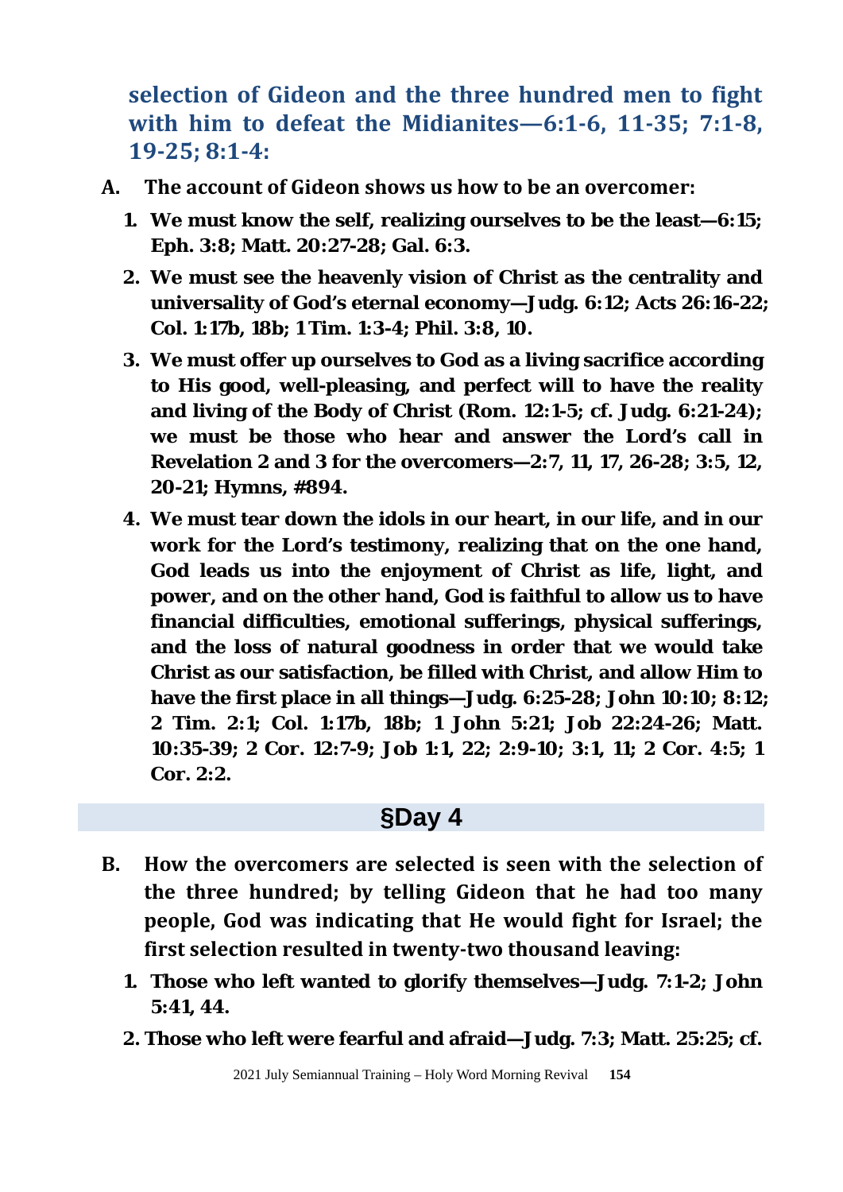**selection of Gideon and the three hundred men to fight with him to defeat the Midianites—6:1-6, 11-35; 7:1-8, 19-25; 8:1-4:**

A. **The account of Gideon shows us how to be an overcomer:**

   1. **We must know the self, realizing ourselves to be the least—6:15; Eph. 3:8; Matt. 20:27-28; Gal. 6:3.**

   2. **We must see the heavenly vision of Christ as the centrality and universality of God's eternal economy—Judg. 6:12; Acts 26:16-22; Col. 1:17b, 18b; 1 Tim. 1:3-4; Phil. 3:8, 10.**

   3. **We must offer up ourselves to God as a living sacrifice according to His good, well-pleasing, and perfect will to have the reality and living of the Body of Christ (Rom. 12:1-5; cf. Judg. 6:21-24); we must be those who hear and answer the Lord's call in Revelation 2 and 3 for the overcomers—2:7, 11, 17, 26-28; 3:5, 12, 20-21; Hymns, #894.**

   4. **We must tear down the idols in our heart, in our life, and in our work for the Lord's testimony, realizing that on the one hand, God leads us into the enjoyment of Christ as life, light, and power, and on the other hand, God is faithful to allow us to have financial difficulties, emotional sufferings, physical sufferings, and the loss of natural goodness in order that we would take Christ as our satisfaction, be filled with Christ, and allow Him to have the first place in all things—Judg. 6:25-28; John 10:10; 8:12; 2 Tim. 2:1; Col. 1:17b, 18b; 1 John 5:21; Job 22:24-26; Matt. 10:35-39; 2 Cor. 12:7-9; Job 1:1, 22; 2:9-10; 3:1, 11; 2 Cor. 4:5; 1 Cor. 2:2.**

## §Day 4

B. **How the overcomers are selected is seen with the selection of the three hundred; by telling Gideon that he had too many people, God was indicating that He would fight for Israel; the first selection resulted in twenty-two thousand leaving:**

   1. **Those who left wanted to glorify themselves—Judg. 7:1-2; John 5:41, 44.**

   2. **Those who left were fearful and afraid—Judg. 7:3; Matt. 25:25; cf.**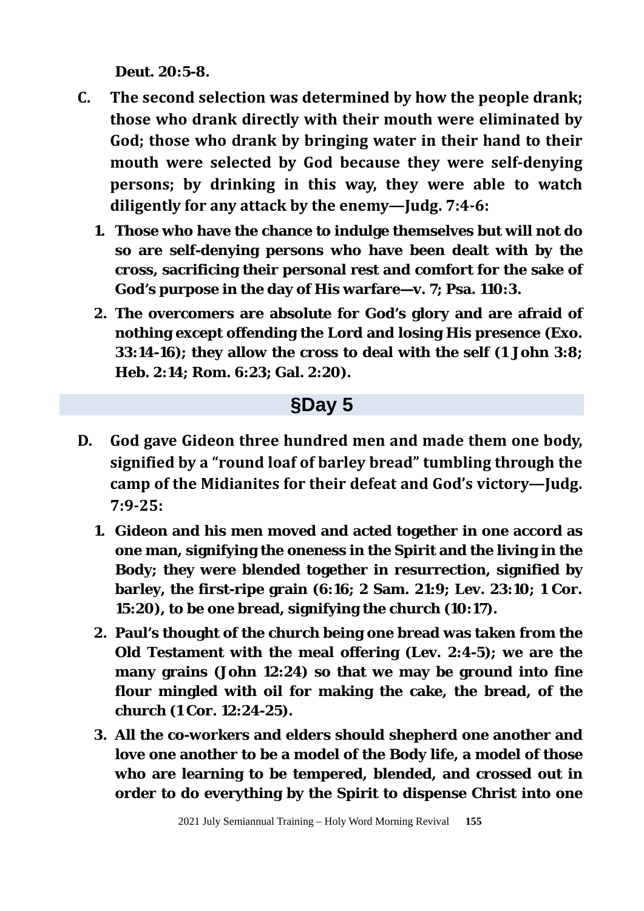**Deut. 20:5-8.**

**C. The second selection was determined by how the people drank; those who drank directly with their mouth were eliminated by God; those who drank by bringing water in their hand to their mouth were selected by God because they were self-denying persons; by drinking in this way, they were able to watch diligently for any attack by the enemy—Judg. 7:4-6:**

1. **Those who have the chance to indulge themselves but will not do so are self-denying persons who have been dealt with by the cross, sacrificing their personal rest and comfort for the sake of God's purpose in the day of His warfare—v. 7; Psa. 110:3.**
2. **The overcomers are absolute for God's glory and are afraid of nothing except offending the Lord and losing His presence (Exo. 33:14-16); they allow the cross to deal with the self (1 John 3:8; Heb. 2:14; Rom. 6:23; Gal. 2:20).**

## §Day 5

**D. God gave Gideon three hundred men and made them one body, signified by a "round loaf of barley bread" tumbling through the camp of the Midianites for their defeat and God's victory—Judg. 7:9-25:**

1. **Gideon and his men moved and acted together in one accord as one man, signifying the oneness in the Spirit and the living in the Body; they were blended together in resurrection, signified by barley, the first-ripe grain (6:16; 2 Sam. 21:9; Lev. 23:10; 1 Cor. 15:20), to be one bread, signifying the church (10:17).**
2. **Paul's thought of the church being one bread was taken from the Old Testament with the meal offering (Lev. 2:4-5); we are the many grains (John 12:24) so that we may be ground into fine flour mingled with oil for making the cake, the bread, of the church (1 Cor. 12:24-25).**
3. **All the co-workers and elders should shepherd one another and love one another to be a model of the Body life, a model of those who are learning to be tempered, blended, and crossed out in order to do everything by the Spirit to dispense Christ into one**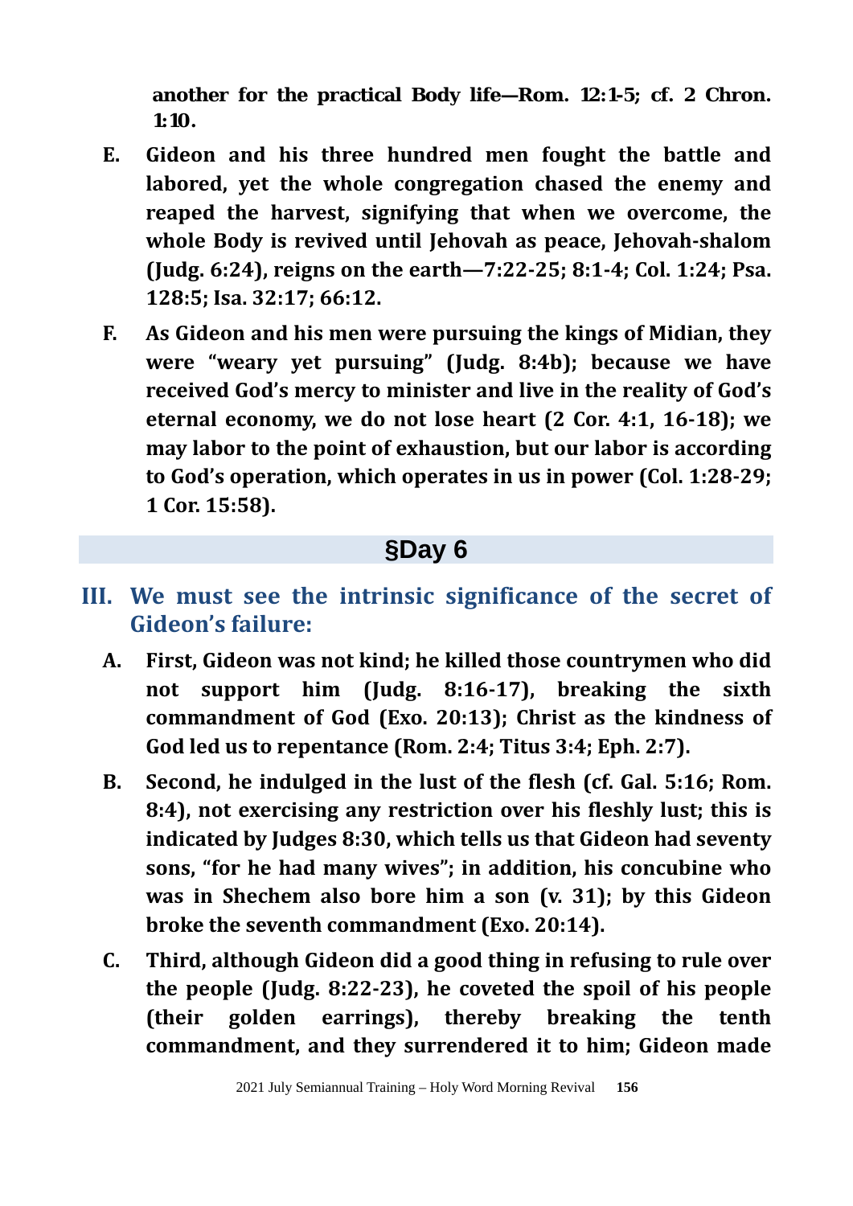**another for the practical Body life—Rom. 12:1-5; cf. 2 Chron. 1:10.**

**E. Gideon and his three hundred men fought the battle and labored, yet the whole congregation chased the enemy and reaped the harvest, signifying that when we overcome, the whole Body is revived until Jehovah as peace, Jehovah-shalom (Judg. 6:24), reigns on the earth—7:22-25; 8:1-4; Col. 1:24; Psa. 128:5; Isa. 32:17; 66:12.**

**F. As Gideon and his men were pursuing the kings of Midian, they were "weary yet pursuing" (Judg. 8:4b); because we have received God's mercy to minister and live in the reality of God's eternal economy, we do not lose heart (2 Cor. 4:1, 16-18); we may labor to the point of exhaustion, but our labor is according to God's operation, which operates in us in power (Col. 1:28-29; 1 Cor. 15:58).**

## §Day 6

## III. We must see the intrinsic significance of the secret of Gideon's failure:

**A. First, Gideon was not kind; he killed those countrymen who did not support him (Judg. 8:16-17), breaking the sixth commandment of God (Exo. 20:13); Christ as the kindness of God led us to repentance (Rom. 2:4; Titus 3:4; Eph. 2:7).**

**B. Second, he indulged in the lust of the flesh (cf. Gal. 5:16; Rom. 8:4), not exercising any restriction over his fleshly lust; this is indicated by Judges 8:30, which tells us that Gideon had seventy sons, "for he had many wives"; in addition, his concubine who was in Shechem also bore him a son (v. 31); by this Gideon broke the seventh commandment (Exo. 20:14).**

**C. Third, although Gideon did a good thing in refusing to rule over the people (Judg. 8:22-23), he coveted the spoil of his people (their golden earrings), thereby breaking the tenth commandment, and they surrendered it to him; Gideon made**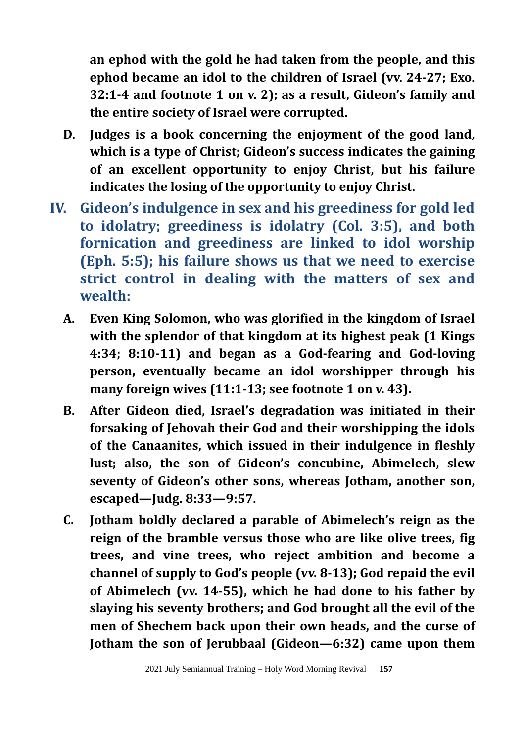**an ephod with the gold he had taken from the people, and this ephod became an idol to the children of Israel (vv. 24-27; Exo. 32:1-4 and footnote 1 on v. 2); as a result, Gideon's family and the entire society of Israel were corrupted.**

**D. Judges is a book concerning the enjoyment of the good land, which is a type of Christ; Gideon's success indicates the gaining of an excellent opportunity to enjoy Christ, but his failure indicates the losing of the opportunity to enjoy Christ.**

## IV. Gideon's indulgence in sex and his greediness for gold led to idolatry; greediness is idolatry (Col. 3:5), and both fornication and greediness are linked to idol worship (Eph. 5:5); his failure shows us that we need to exercise strict control in dealing with the matters of sex and wealth:

**A. Even King Solomon, who was glorified in the kingdom of Israel with the splendor of that kingdom at its highest peak (1 Kings 4:34; 8:10-11) and began as a God-fearing and God-loving person, eventually became an idol worshipper through his many foreign wives (11:1-13; see footnote 1 on v. 43).**

**B. After Gideon died, Israel's degradation was initiated in their forsaking of Jehovah their God and their worshipping the idols of the Canaanites, which issued in their indulgence in fleshly lust; also, the son of Gideon's concubine, Abimelech, slew seventy of Gideon's other sons, whereas Jotham, another son, escaped—Judg. 8:33—9:57.**

**C. Jotham boldly declared a parable of Abimelech's reign as the reign of the bramble versus those who are like olive trees, fig trees, and vine trees, who reject ambition and become a channel of supply to God's people (vv. 8-13); God repaid the evil of Abimelech (vv. 14-55), which he had done to his father by slaying his seventy brothers; and God brought all the evil of the men of Shechem back upon their own heads, and the curse of Jotham the son of Jerubbaal (Gideon—6:32) came upon them**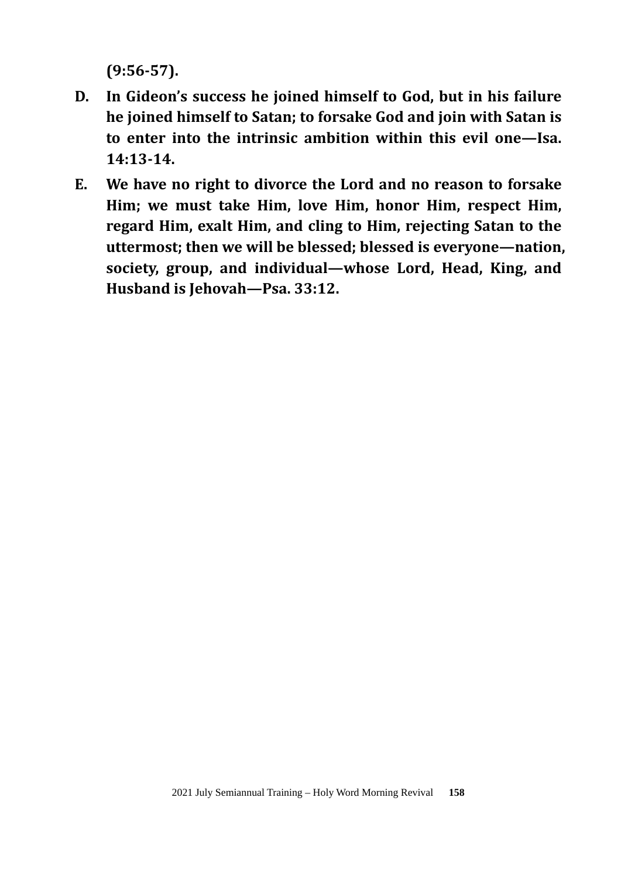**(9:56-57).**

**D. In Gideon's success he joined himself to God, but in his failure he joined himself to Satan; to forsake God and join with Satan is to enter into the intrinsic ambition within this evil one—Isa. 14:13-14.**

**E. We have no right to divorce the Lord and no reason to forsake Him; we must take Him, love Him, honor Him, respect Him, regard Him, exalt Him, and cling to Him, rejecting Satan to the uttermost; then we will be blessed; blessed is everyone—nation, society, group, and individual—whose Lord, Head, King, and Husband is Jehovah—Psa. 33:12.**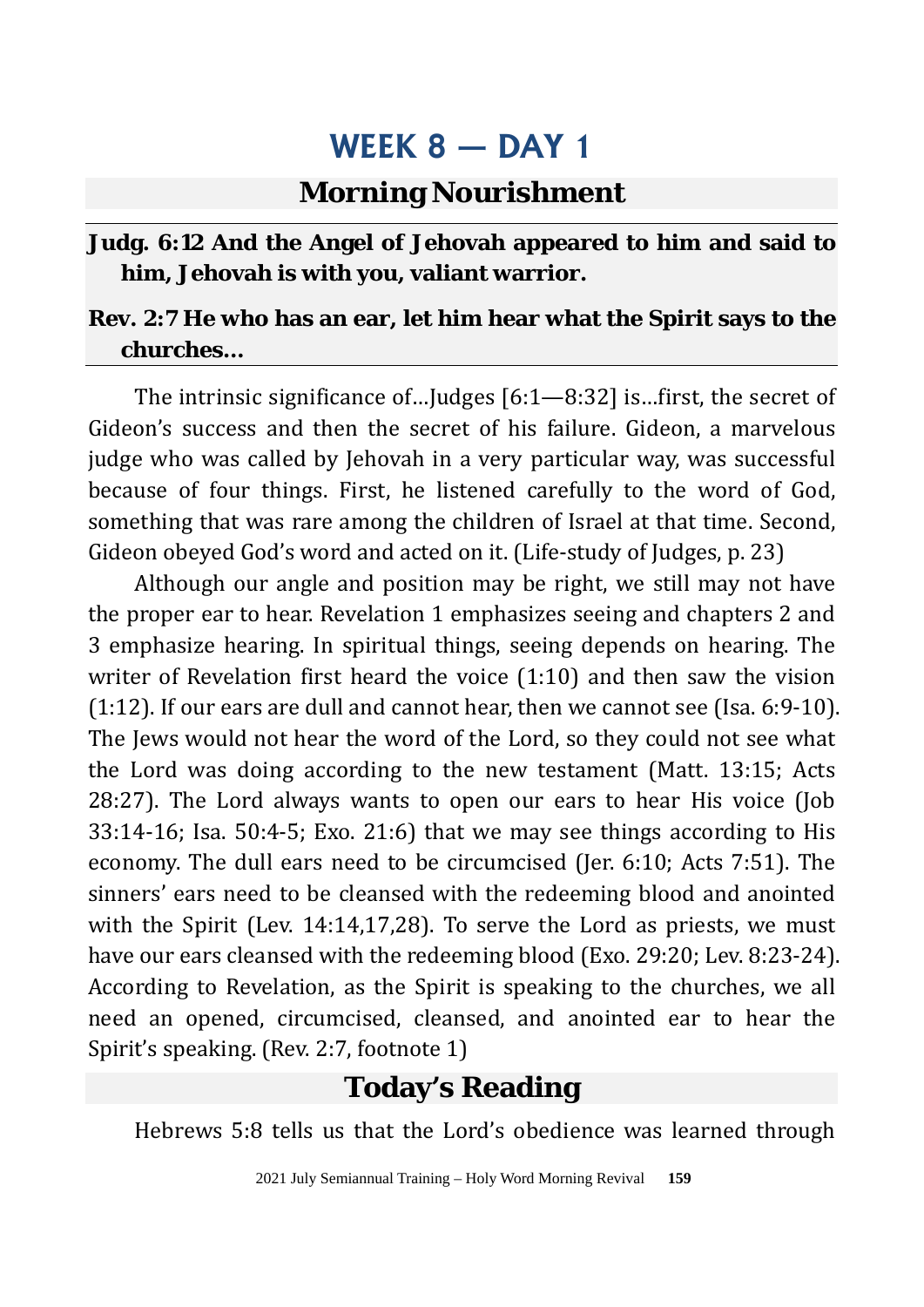# WEEK 8 — DAY 1

## Morning Nourishment

**Judg. 6:12 And the Angel of Jehovah appeared to him and said to him, Jehovah is with you, valiant warrior.**

**Rev. 2:7 He who has an ear, let him hear what the Spirit says to the churches...**

The intrinsic significance of...Judges [6:1—8:32] is...first, the secret of Gideon's success and then the secret of his failure. Gideon, a marvelous judge who was called by Jehovah in a very particular way, was successful because of four things. First, he listened carefully to the word of God, something that was rare among the children of Israel at that time. Second, Gideon obeyed God's word and acted on it. (Life-study of Judges, p. 23)

Although our angle and position may be right, we still may not have the proper ear to hear. Revelation 1 emphasizes seeing and chapters 2 and 3 emphasize hearing. In spiritual things, seeing depends on hearing. The writer of Revelation first heard the voice (1:10) and then saw the vision (1:12). If our ears are dull and cannot hear, then we cannot see (Isa. 6:9-10). The Jews would not hear the word of the Lord, so they could not see what the Lord was doing according to the new testament (Matt. 13:15; Acts 28:27). The Lord always wants to open our ears to hear His voice (Job 33:14-16; Isa. 50:4-5; Exo. 21:6) that we may see things according to His economy. The dull ears need to be circumcised (Jer. 6:10; Acts 7:51). The sinners' ears need to be cleansed with the redeeming blood and anointed with the Spirit (Lev. 14:14,17,28). To serve the Lord as priests, we must have our ears cleansed with the redeeming blood (Exo. 29:20; Lev. 8:23-24). According to Revelation, as the Spirit is speaking to the churches, we all need an opened, circumcised, cleansed, and anointed ear to hear the Spirit's speaking. (Rev. 2:7, footnote 1)

## Today's Reading

Hebrews 5:8 tells us that the Lord's obedience was learned through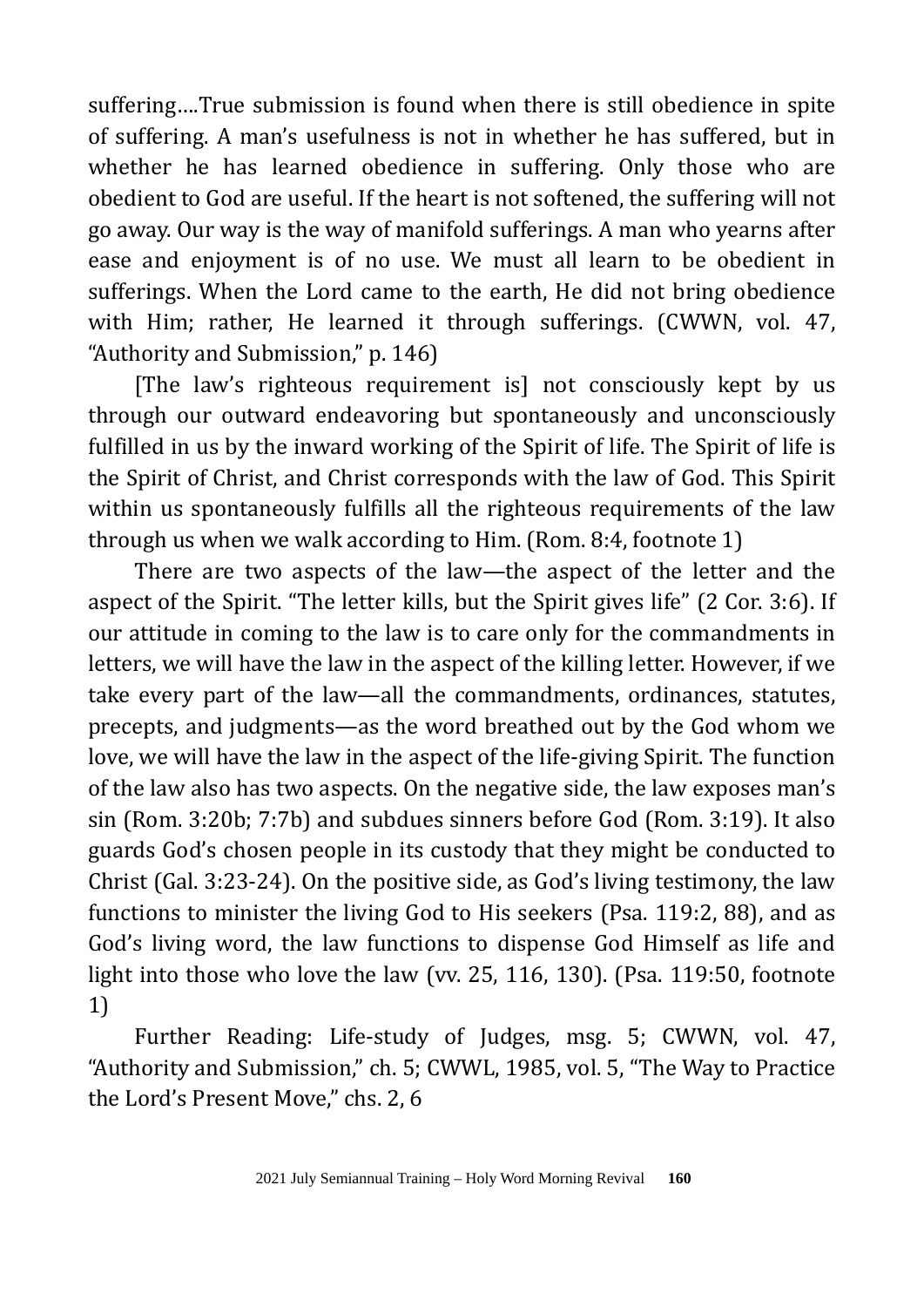suffering….True submission is found when there is still obedience in spite of suffering. A man's usefulness is not in whether he has suffered, but in whether he has learned obedience in suffering. Only those who are obedient to God are useful. If the heart is not softened, the suffering will not go away. Our way is the way of manifold sufferings. A man who yearns after ease and enjoyment is of no use. We must all learn to be obedient in sufferings. When the Lord came to the earth, He did not bring obedience with Him; rather, He learned it through sufferings. (CWWN, vol. 47, "Authority and Submission," p. 146)

[The law's righteous requirement is] not consciously kept by us through our outward endeavoring but spontaneously and unconsciously fulfilled in us by the inward working of the Spirit of life. The Spirit of life is the Spirit of Christ, and Christ corresponds with the law of God. This Spirit within us spontaneously fulfills all the righteous requirements of the law through us when we walk according to Him. (Rom. 8:4, footnote 1)

There are two aspects of the law—the aspect of the letter and the aspect of the Spirit. "The letter kills, but the Spirit gives life" (2 Cor. 3:6). If our attitude in coming to the law is to care only for the commandments in letters, we will have the law in the aspect of the killing letter. However, if we take every part of the law—all the commandments, ordinances, statutes, precepts, and judgments—as the word breathed out by the God whom we love, we will have the law in the aspect of the life-giving Spirit. The function of the law also has two aspects. On the negative side, the law exposes man's sin (Rom. 3:20b; 7:7b) and subdues sinners before God (Rom. 3:19). It also guards God's chosen people in its custody that they might be conducted to Christ (Gal. 3:23-24). On the positive side, as God's living testimony, the law functions to minister the living God to His seekers (Psa. 119:2, 88), and as God's living word, the law functions to dispense God Himself as life and light into those who love the law (vv. 25, 116, 130). (Psa. 119:50, footnote 1)

Further Reading: Life-study of Judges, msg. 5; CWWN, vol. 47, "Authority and Submission," ch. 5; CWWL, 1985, vol. 5, "The Way to Practice the Lord's Present Move," chs. 2, 6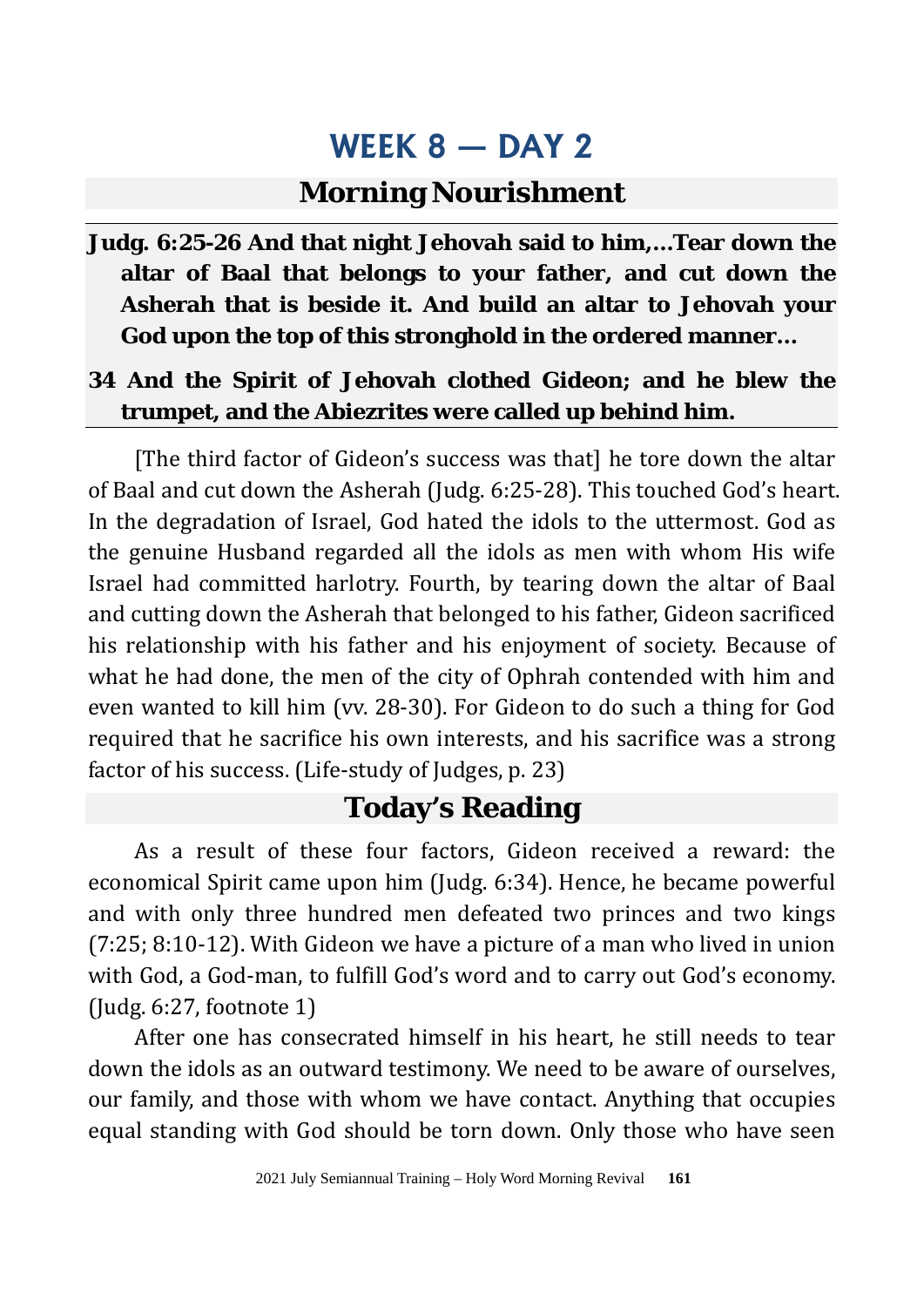# WEEK 8 — DAY 2

## Morning Nourishment

**Judg. 6:25-26 And that night Jehovah said to him,…Tear down the altar of Baal that belongs to your father, and cut down the Asherah that is beside it. And build an altar to Jehovah your God upon the top of this stronghold in the ordered manner…**

**34 And the Spirit of Jehovah clothed Gideon; and he blew the trumpet, and the Abiezrites were called up behind him.**

[The third factor of Gideon's success was that] he tore down the altar of Baal and cut down the Asherah (Judg. 6:25-28). This touched God's heart. In the degradation of Israel, God hated the idols to the uttermost. God as the genuine Husband regarded all the idols as men with whom His wife Israel had committed harlotry. Fourth, by tearing down the altar of Baal and cutting down the Asherah that belonged to his father, Gideon sacrificed his relationship with his father and his enjoyment of society. Because of what he had done, the men of the city of Ophrah contended with him and even wanted to kill him (vv. 28-30). For Gideon to do such a thing for God required that he sacrifice his own interests, and his sacrifice was a strong factor of his success. (Life-study of Judges, p. 23)

## Today's Reading

As a result of these four factors, Gideon received a reward: the economical Spirit came upon him (Judg. 6:34). Hence, he became powerful and with only three hundred men defeated two princes and two kings (7:25; 8:10-12). With Gideon we have a picture of a man who lived in union with God, a God-man, to fulfill God's word and to carry out God's economy. (Judg. 6:27, footnote 1)

After one has consecrated himself in his heart, he still needs to tear down the idols as an outward testimony. We need to be aware of ourselves, our family, and those with whom we have contact. Anything that occupies equal standing with God should be torn down. Only those who have seen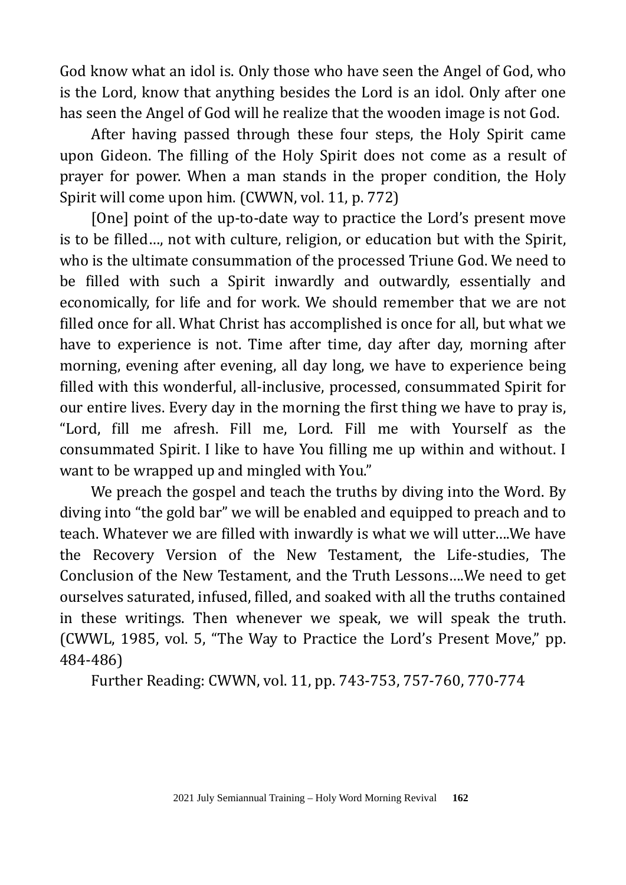God know what an idol is. Only those who have seen the Angel of God, who is the Lord, know that anything besides the Lord is an idol. Only after one has seen the Angel of God will he realize that the wooden image is not God.

After having passed through these four steps, the Holy Spirit came upon Gideon. The filling of the Holy Spirit does not come as a result of prayer for power. When a man stands in the proper condition, the Holy Spirit will come upon him. (CWWN, vol. 11, p. 772)

[One] point of the up-to-date way to practice the Lord's present move is to be filled…, not with culture, religion, or education but with the Spirit, who is the ultimate consummation of the processed Triune God. We need to be filled with such a Spirit inwardly and outwardly, essentially and economically, for life and for work. We should remember that we are not filled once for all. What Christ has accomplished is once for all, but what we have to experience is not. Time after time, day after day, morning after morning, evening after evening, all day long, we have to experience being filled with this wonderful, all-inclusive, processed, consummated Spirit for our entire lives. Every day in the morning the first thing we have to pray is, "Lord, fill me afresh. Fill me, Lord. Fill me with Yourself as the consummated Spirit. I like to have You filling me up within and without. I want to be wrapped up and mingled with You."

We preach the gospel and teach the truths by diving into the Word. By diving into "the gold bar" we will be enabled and equipped to preach and to teach. Whatever we are filled with inwardly is what we will utter….We have the Recovery Version of the New Testament, the Life-studies, The Conclusion of the New Testament, and the Truth Lessons….We need to get ourselves saturated, infused, filled, and soaked with all the truths contained in these writings. Then whenever we speak, we will speak the truth. (CWWL, 1985, vol. 5, "The Way to Practice the Lord's Present Move," pp. 484-486)

Further Reading: CWWN, vol. 11, pp. 743-753, 757-760, 770-774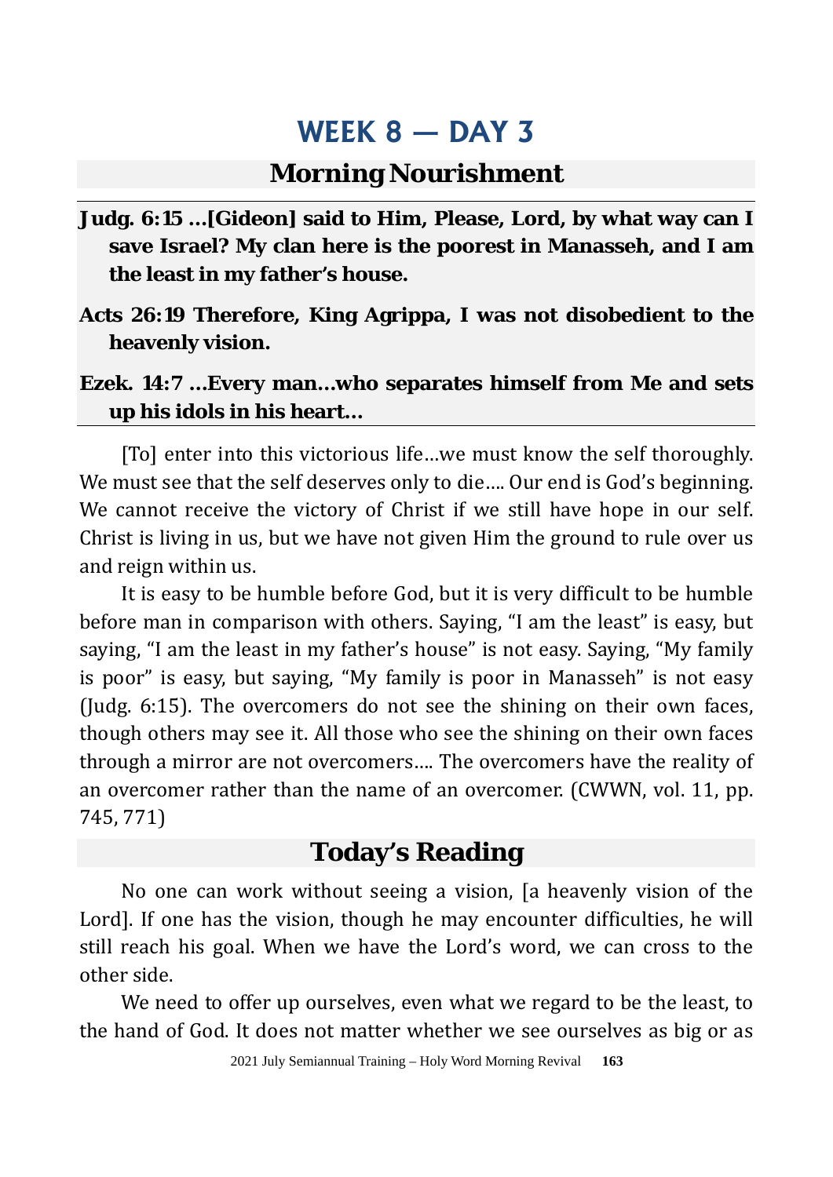# WEEK 8 — DAY 3

## Morning Nourishment

**Judg. 6:15 ...[Gideon] said to Him, Please, Lord, by what way can I save Israel? My clan here is the poorest in Manasseh, and I am the least in my father's house.**

**Acts 26:19 Therefore, King Agrippa, I was not disobedient to the heavenly vision.**

**Ezek. 14:7 ...Every man...who separates himself from Me and sets up his idols in his heart...**

[To] enter into this victorious life...we must know the self thoroughly. We must see that the self deserves only to die.... Our end is God's beginning. We cannot receive the victory of Christ if we still have hope in our self. Christ is living in us, but we have not given Him the ground to rule over us and reign within us.

It is easy to be humble before God, but it is very difficult to be humble before man in comparison with others. Saying, "I am the least" is easy, but saying, "I am the least in my father's house" is not easy. Saying, "My family is poor" is easy, but saying, "My family is poor in Manasseh" is not easy (Judg. 6:15). The overcomers do not see the shining on their own faces, though others may see it. All those who see the shining on their own faces through a mirror are not overcomers.... The overcomers have the reality of an overcomer rather than the name of an overcomer. (CWWN, vol. 11, pp. 745, 771)

## Today's Reading

No one can work without seeing a vision, [a heavenly vision of the Lord]. If one has the vision, though he may encounter difficulties, he will still reach his goal. When we have the Lord's word, we can cross to the other side.

We need to offer up ourselves, even what we regard to be the least, to the hand of God. It does not matter whether we see ourselves as big or as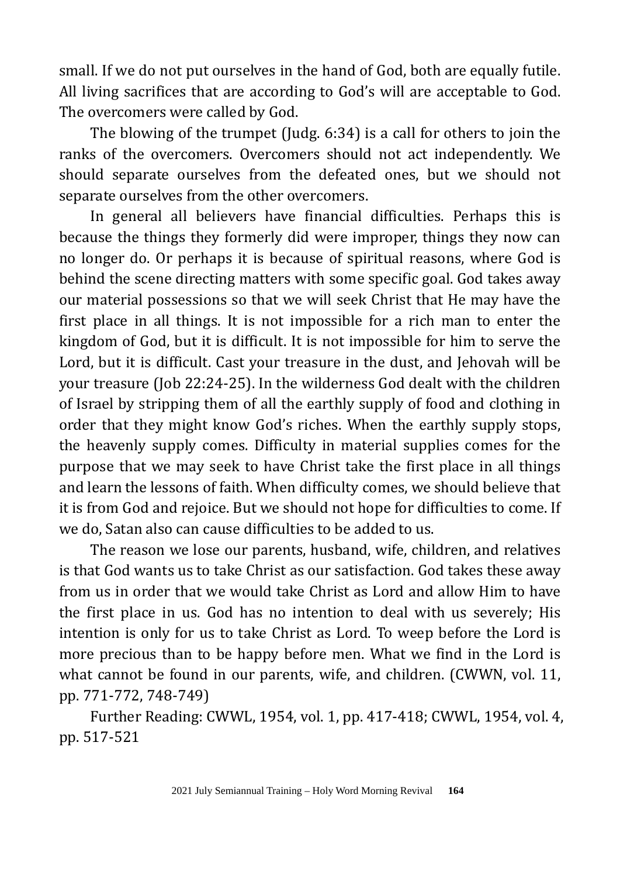small. If we do not put ourselves in the hand of God, both are equally futile. All living sacrifices that are according to God's will are acceptable to God. The overcomers were called by God.

The blowing of the trumpet (Judg. 6:34) is a call for others to join the ranks of the overcomers. Overcomers should not act independently. We should separate ourselves from the defeated ones, but we should not separate ourselves from the other overcomers.

In general all believers have financial difficulties. Perhaps this is because the things they formerly did were improper, things they now can no longer do. Or perhaps it is because of spiritual reasons, where God is behind the scene directing matters with some specific goal. God takes away our material possessions so that we will seek Christ that He may have the first place in all things. It is not impossible for a rich man to enter the kingdom of God, but it is difficult. It is not impossible for him to serve the Lord, but it is difficult. Cast your treasure in the dust, and Jehovah will be your treasure (Job 22:24-25). In the wilderness God dealt with the children of Israel by stripping them of all the earthly supply of food and clothing in order that they might know God's riches. When the earthly supply stops, the heavenly supply comes. Difficulty in material supplies comes for the purpose that we may seek to have Christ take the first place in all things and learn the lessons of faith. When difficulty comes, we should believe that it is from God and rejoice. But we should not hope for difficulties to come. If we do, Satan also can cause difficulties to be added to us.

The reason we lose our parents, husband, wife, children, and relatives is that God wants us to take Christ as our satisfaction. God takes these away from us in order that we would take Christ as Lord and allow Him to have the first place in us. God has no intention to deal with us severely; His intention is only for us to take Christ as Lord. To weep before the Lord is more precious than to be happy before men. What we find in the Lord is what cannot be found in our parents, wife, and children. (CWWN, vol. 11, pp. 771-772, 748-749)

Further Reading: CWWL, 1954, vol. 1, pp. 417-418; CWWL, 1954, vol. 4, pp. 517-521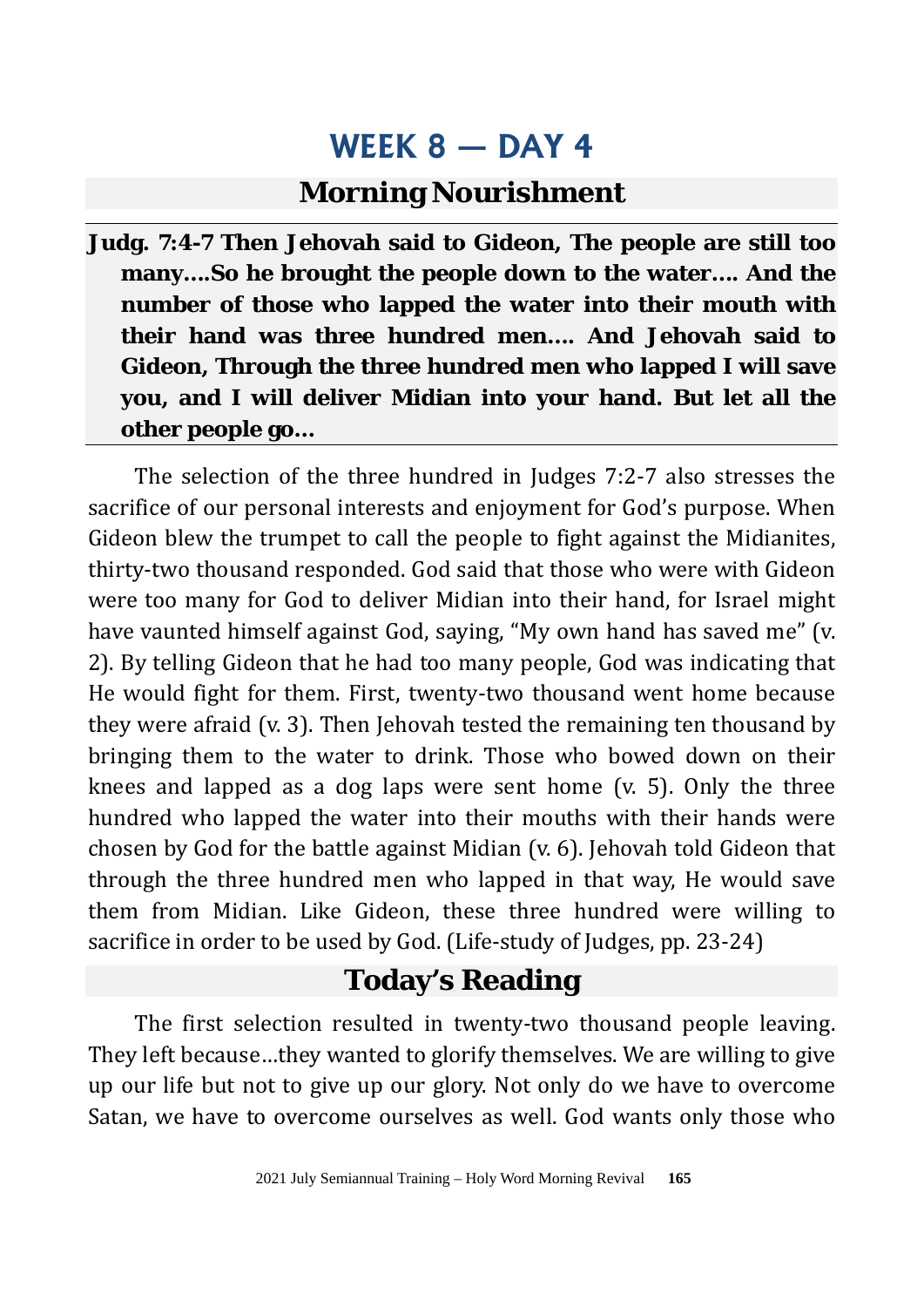# WEEK 8 — DAY 4

## Morning Nourishment

**Judg. 7:4-7 Then Jehovah said to Gideon, The people are still too many….So he brought the people down to the water…. And the number of those who lapped the water into their mouth with their hand was three hundred men…. And Jehovah said to Gideon, Through the three hundred men who lapped I will save you, and I will deliver Midian into your hand. But let all the other people go…**

The selection of the three hundred in Judges 7:2-7 also stresses the sacrifice of our personal interests and enjoyment for God's purpose. When Gideon blew the trumpet to call the people to fight against the Midianites, thirty-two thousand responded. God said that those who were with Gideon were too many for God to deliver Midian into their hand, for Israel might have vaunted himself against God, saying, "My own hand has saved me" (v. 2). By telling Gideon that he had too many people, God was indicating that He would fight for them. First, twenty-two thousand went home because they were afraid (v. 3). Then Jehovah tested the remaining ten thousand by bringing them to the water to drink. Those who bowed down on their knees and lapped as a dog laps were sent home (v. 5). Only the three hundred who lapped the water into their mouths with their hands were chosen by God for the battle against Midian (v. 6). Jehovah told Gideon that through the three hundred men who lapped in that way, He would save them from Midian. Like Gideon, these three hundred were willing to sacrifice in order to be used by God. (Life-study of Judges, pp. 23-24)

## Today's Reading

The first selection resulted in twenty-two thousand people leaving. They left because…they wanted to glorify themselves. We are willing to give up our life but not to give up our glory. Not only do we have to overcome Satan, we have to overcome ourselves as well. God wants only those who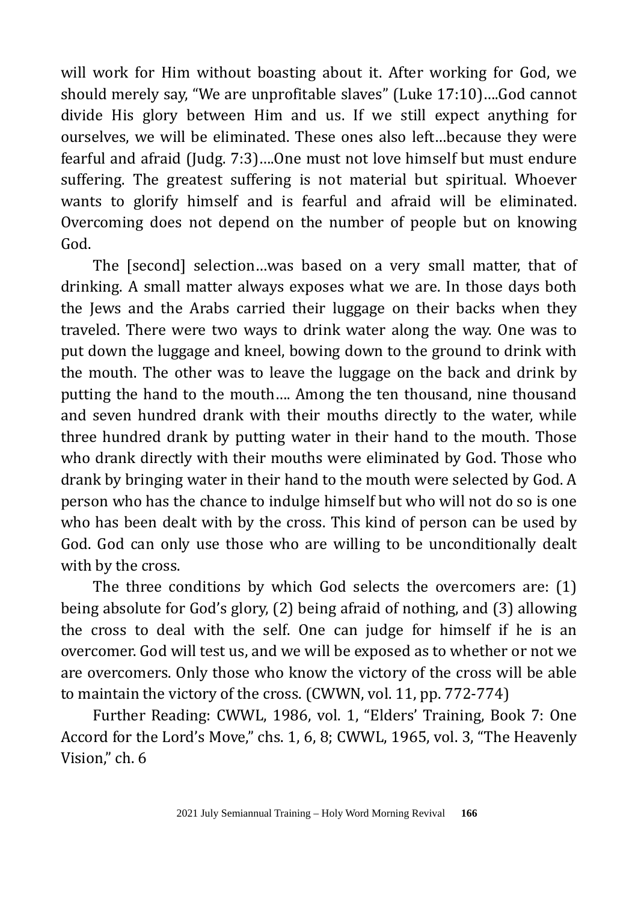will work for Him without boasting about it. After working for God, we should merely say, "We are unprofitable slaves" (Luke 17:10)....God cannot divide His glory between Him and us. If we still expect anything for ourselves, we will be eliminated. These ones also left...because they were fearful and afraid (Judg. 7:3)....One must not love himself but must endure suffering. The greatest suffering is not material but spiritual. Whoever wants to glorify himself and is fearful and afraid will be eliminated. Overcoming does not depend on the number of people but on knowing God.

The [second] selection...was based on a very small matter, that of drinking. A small matter always exposes what we are. In those days both the Jews and the Arabs carried their luggage on their backs when they traveled. There were two ways to drink water along the way. One was to put down the luggage and kneel, bowing down to the ground to drink with the mouth. The other was to leave the luggage on the back and drink by putting the hand to the mouth.... Among the ten thousand, nine thousand and seven hundred drank with their mouths directly to the water, while three hundred drank by putting water in their hand to the mouth. Those who drank directly with their mouths were eliminated by God. Those who drank by bringing water in their hand to the mouth were selected by God. A person who has the chance to indulge himself but who will not do so is one who has been dealt with by the cross. This kind of person can be used by God. God can only use those who are willing to be unconditionally dealt with by the cross.

The three conditions by which God selects the overcomers are: (1) being absolute for God's glory, (2) being afraid of nothing, and (3) allowing the cross to deal with the self. One can judge for himself if he is an overcomer. God will test us, and we will be exposed as to whether or not we are overcomers. Only those who know the victory of the cross will be able to maintain the victory of the cross. (CWWN, vol. 11, pp. 772-774)

Further Reading: CWWL, 1986, vol. 1, "Elders' Training, Book 7: One Accord for the Lord's Move," chs. 1, 6, 8; CWWL, 1965, vol. 3, "The Heavenly Vision," ch. 6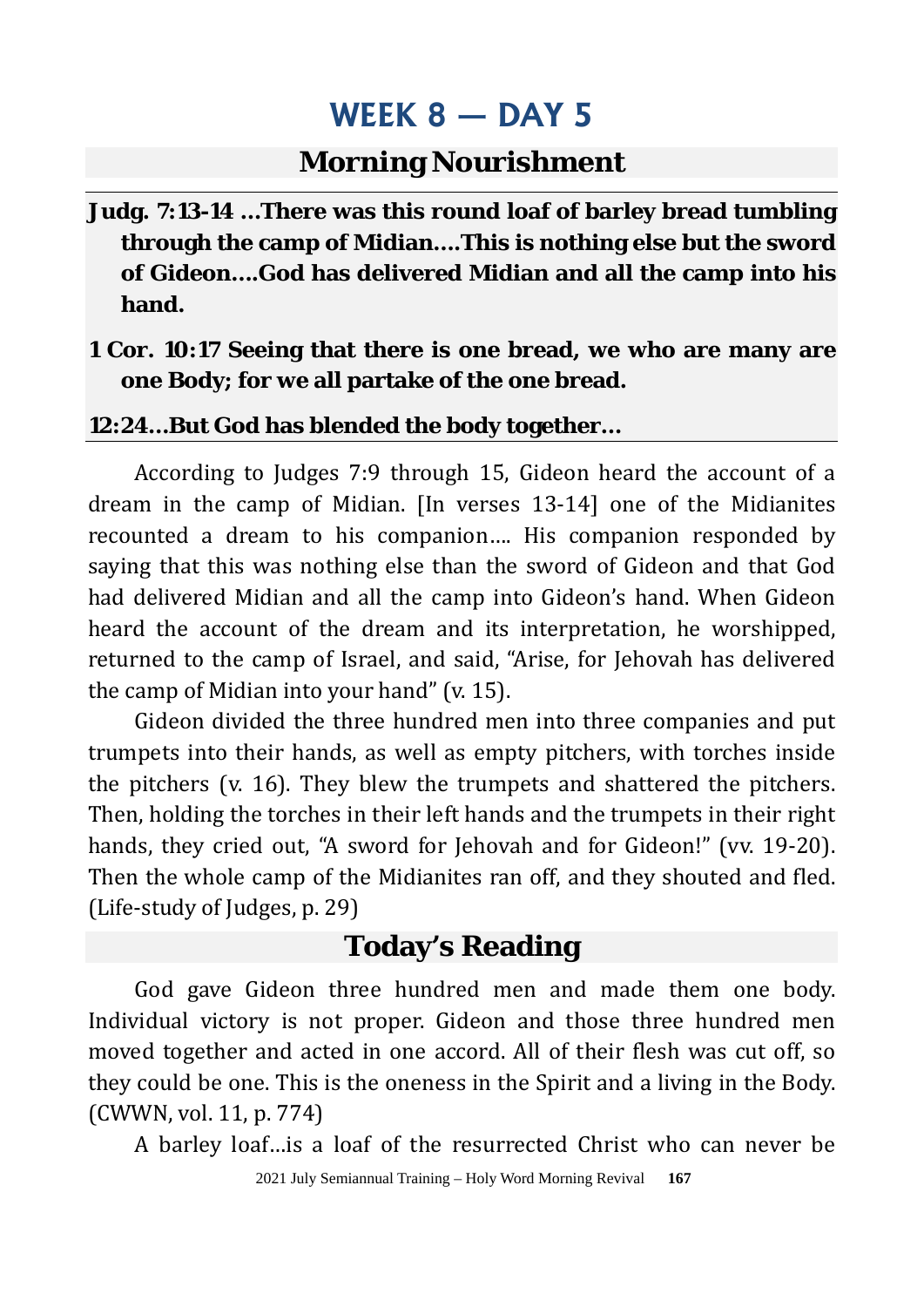# WEEK 8 — DAY 5

## Morning Nourishment

**Judg. 7:13-14 …There was this round loaf of barley bread tumbling through the camp of Midian….This is nothing else but the sword of Gideon….God has delivered Midian and all the camp into his hand.**

**1 Cor. 10:17 Seeing that there is one bread, we who are many are one Body; for we all partake of the one bread.**

**12:24…But God has blended the body together…**

According to Judges 7:9 through 15, Gideon heard the account of a dream in the camp of Midian. [In verses 13-14] one of the Midianites recounted a dream to his companion…. His companion responded by saying that this was nothing else than the sword of Gideon and that God had delivered Midian and all the camp into Gideon's hand. When Gideon heard the account of the dream and its interpretation, he worshipped, returned to the camp of Israel, and said, "Arise, for Jehovah has delivered the camp of Midian into your hand" (v. 15).

Gideon divided the three hundred men into three companies and put trumpets into their hands, as well as empty pitchers, with torches inside the pitchers (v. 16). They blew the trumpets and shattered the pitchers. Then, holding the torches in their left hands and the trumpets in their right hands, they cried out, "A sword for Jehovah and for Gideon!" (vv. 19-20). Then the whole camp of the Midianites ran off, and they shouted and fled. (Life-study of Judges, p. 29)

## Today's Reading

God gave Gideon three hundred men and made them one body. Individual victory is not proper. Gideon and those three hundred men moved together and acted in one accord. All of their flesh was cut off, so they could be one. This is the oneness in the Spirit and a living in the Body. (CWWN, vol. 11, p. 774)

A barley loaf…is a loaf of the resurrected Christ who can never be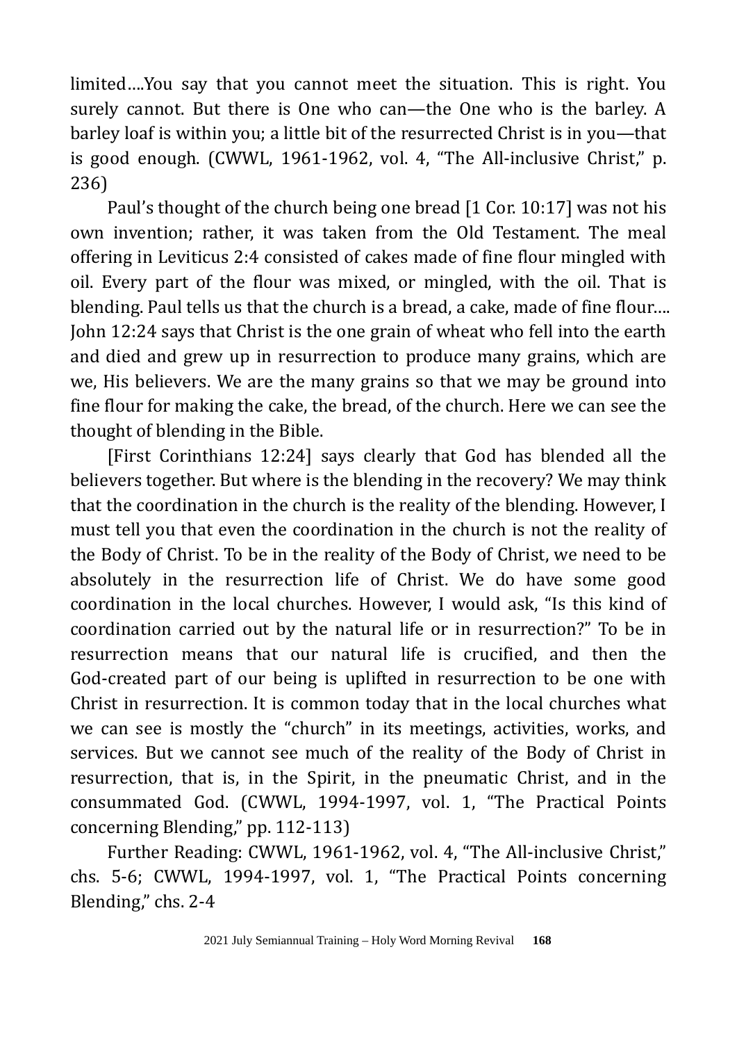limited....You say that you cannot meet the situation. This is right. You surely cannot. But there is One who can—the One who is the barley. A barley loaf is within you; a little bit of the resurrected Christ is in you—that is good enough. (CWWL, 1961-1962, vol. 4, "The All-inclusive Christ," p. 236)

Paul's thought of the church being one bread [1 Cor. 10:17] was not his own invention; rather, it was taken from the Old Testament. The meal offering in Leviticus 2:4 consisted of cakes made of fine flour mingled with oil. Every part of the flour was mixed, or mingled, with the oil. That is blending. Paul tells us that the church is a bread, a cake, made of fine flour.... John 12:24 says that Christ is the one grain of wheat who fell into the earth and died and grew up in resurrection to produce many grains, which are we, His believers. We are the many grains so that we may be ground into fine flour for making the cake, the bread, of the church. Here we can see the thought of blending in the Bible.

[First Corinthians 12:24] says clearly that God has blended all the believers together. But where is the blending in the recovery? We may think that the coordination in the church is the reality of the blending. However, I must tell you that even the coordination in the church is not the reality of the Body of Christ. To be in the reality of the Body of Christ, we need to be absolutely in the resurrection life of Christ. We do have some good coordination in the local churches. However, I would ask, "Is this kind of coordination carried out by the natural life or in resurrection?" To be in resurrection means that our natural life is crucified, and then the God-created part of our being is uplifted in resurrection to be one with Christ in resurrection. It is common today that in the local churches what we can see is mostly the "church" in its meetings, activities, works, and services. But we cannot see much of the reality of the Body of Christ in resurrection, that is, in the Spirit, in the pneumatic Christ, and in the consummated God. (CWWL, 1994-1997, vol. 1, "The Practical Points concerning Blending," pp. 112-113)

Further Reading: CWWL, 1961-1962, vol. 4, "The All-inclusive Christ," chs. 5-6; CWWL, 1994-1997, vol. 1, "The Practical Points concerning Blending," chs. 2-4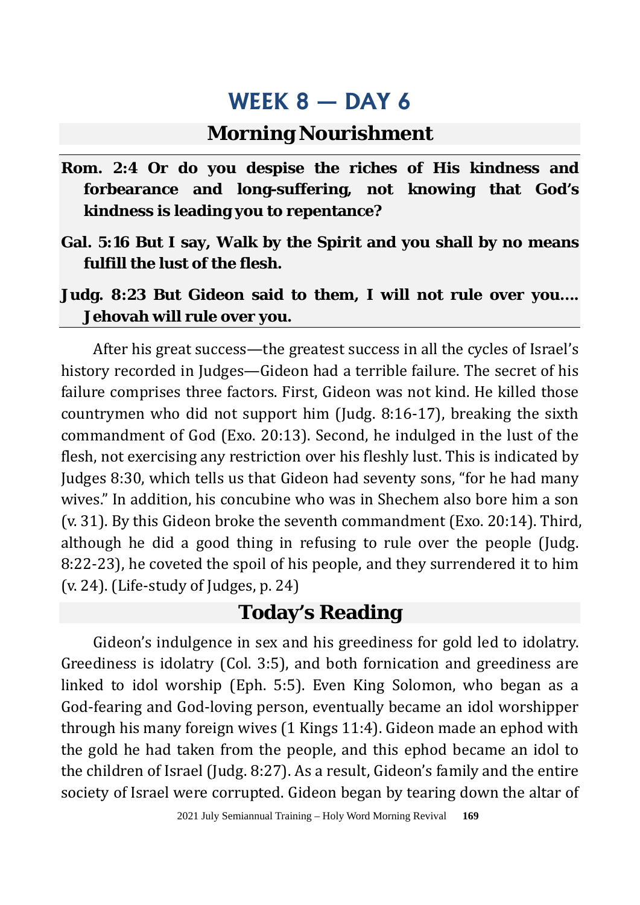# WEEK 8 — DAY 6

## Morning Nourishment

**Rom. 2:4 Or do you despise the riches of His kindness and forbearance and long-suffering, not knowing that God's kindness is leading you to repentance?**

**Gal. 5:16 But I say, Walk by the Spirit and you shall by no means fulfill the lust of the flesh.**

**Judg. 8:23 But Gideon said to them, I will not rule over you.... Jehovah will rule over you.**

After his great success—the greatest success in all the cycles of Israel's history recorded in Judges—Gideon had a terrible failure. The secret of his failure comprises three factors. First, Gideon was not kind. He killed those countrymen who did not support him (Judg. 8:16-17), breaking the sixth commandment of God (Exo. 20:13). Second, he indulged in the lust of the flesh, not exercising any restriction over his fleshly lust. This is indicated by Judges 8:30, which tells us that Gideon had seventy sons, "for he had many wives." In addition, his concubine who was in Shechem also bore him a son (v. 31). By this Gideon broke the seventh commandment (Exo. 20:14). Third, although he did a good thing in refusing to rule over the people (Judg. 8:22-23), he coveted the spoil of his people, and they surrendered it to him (v. 24). (Life-study of Judges, p. 24)

## Today's Reading

Gideon's indulgence in sex and his greediness for gold led to idolatry. Greediness is idolatry (Col. 3:5), and both fornication and greediness are linked to idol worship (Eph. 5:5). Even King Solomon, who began as a God-fearing and God-loving person, eventually became an idol worshipper through his many foreign wives (1 Kings 11:4). Gideon made an ephod with the gold he had taken from the people, and this ephod became an idol to the children of Israel (Judg. 8:27). As a result, Gideon's family and the entire society of Israel were corrupted. Gideon began by tearing down the altar of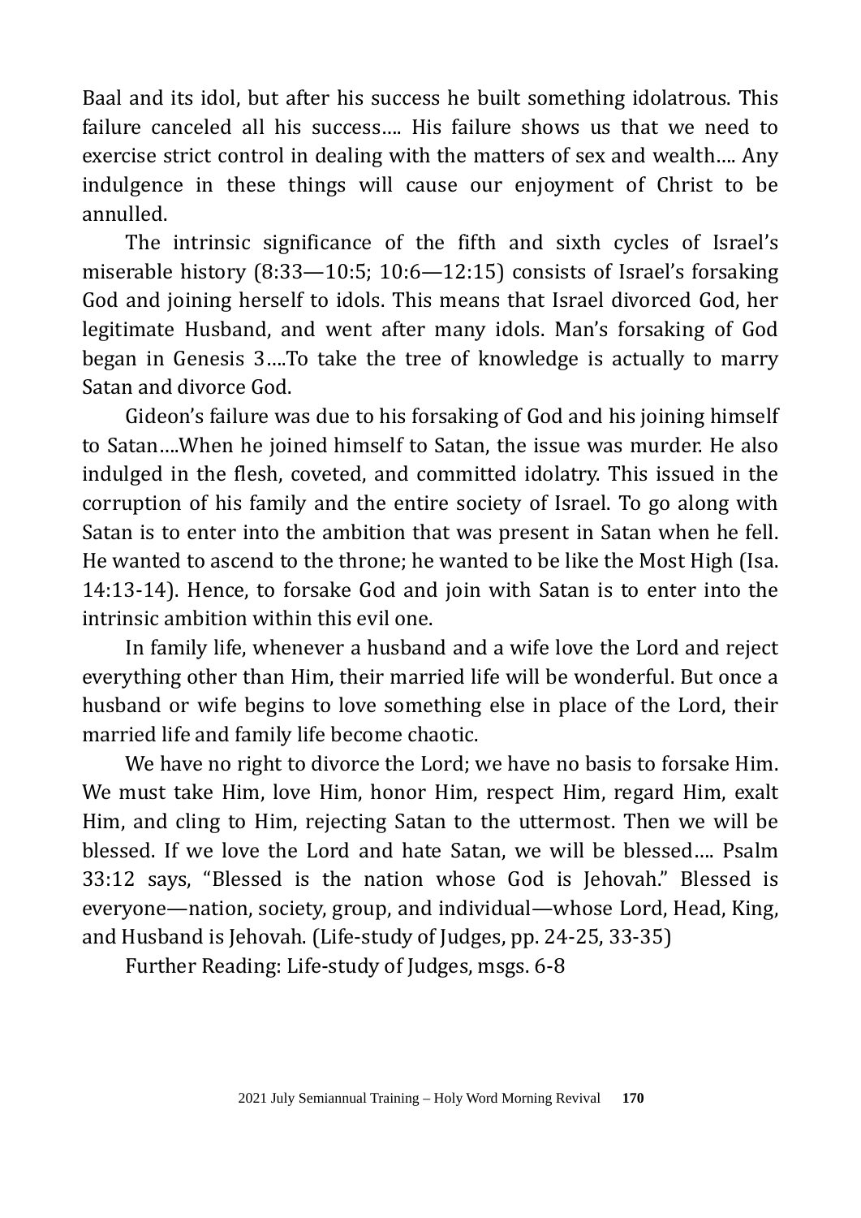Baal and its idol, but after his success he built something idolatrous. This failure canceled all his success…. His failure shows us that we need to exercise strict control in dealing with the matters of sex and wealth…. Any indulgence in these things will cause our enjoyment of Christ to be annulled.

The intrinsic significance of the fifth and sixth cycles of Israel's miserable history (8:33—10:5; 10:6—12:15) consists of Israel's forsaking God and joining herself to idols. This means that Israel divorced God, her legitimate Husband, and went after many idols. Man's forsaking of God began in Genesis 3….To take the tree of knowledge is actually to marry Satan and divorce God.

Gideon's failure was due to his forsaking of God and his joining himself to Satan….When he joined himself to Satan, the issue was murder. He also indulged in the flesh, coveted, and committed idolatry. This issued in the corruption of his family and the entire society of Israel. To go along with Satan is to enter into the ambition that was present in Satan when he fell. He wanted to ascend to the throne; he wanted to be like the Most High (Isa. 14:13-14). Hence, to forsake God and join with Satan is to enter into the intrinsic ambition within this evil one.

In family life, whenever a husband and a wife love the Lord and reject everything other than Him, their married life will be wonderful. But once a husband or wife begins to love something else in place of the Lord, their married life and family life become chaotic.

We have no right to divorce the Lord; we have no basis to forsake Him. We must take Him, love Him, honor Him, respect Him, regard Him, exalt Him, and cling to Him, rejecting Satan to the uttermost. Then we will be blessed. If we love the Lord and hate Satan, we will be blessed…. Psalm 33:12 says, "Blessed is the nation whose God is Jehovah." Blessed is everyone—nation, society, group, and individual—whose Lord, Head, King, and Husband is Jehovah. (Life-study of Judges, pp. 24-25, 33-35)

Further Reading: Life-study of Judges, msgs. 6-8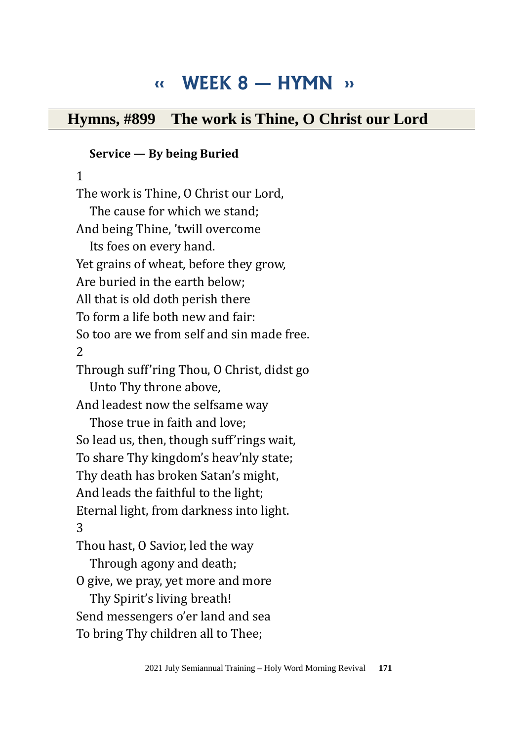# « WEEK 8 — HYMN »

## Hymns, #899 The work is Thine, O Christ our Lord

**Service — By being Buried**

1

The work is Thine, O Christ our Lord,
   The cause for which we stand;
And being Thine, ’twill overcome
   Its foes on every hand.
Yet grains of wheat, before they grow,
Are buried in the earth below;
All that is old doth perish there
To form a life both new and fair:
So too are we from self and sin made free.

2

Through suff’ring Thou, O Christ, didst go
   Unto Thy throne above,
And leadest now the selfsame way
   Those true in faith and love;
So lead us, then, though suff’rings wait,
To share Thy kingdom’s heav’nly state;
Thy death has broken Satan’s might,
And leads the faithful to the light;
Eternal light, from darkness into light.

3

Thou hast, O Savior, led the way
   Through agony and death;
O give, we pray, yet more and more
   Thy Spirit’s living breath!
Send messengers o’er land and sea
To bring Thy children all to Thee;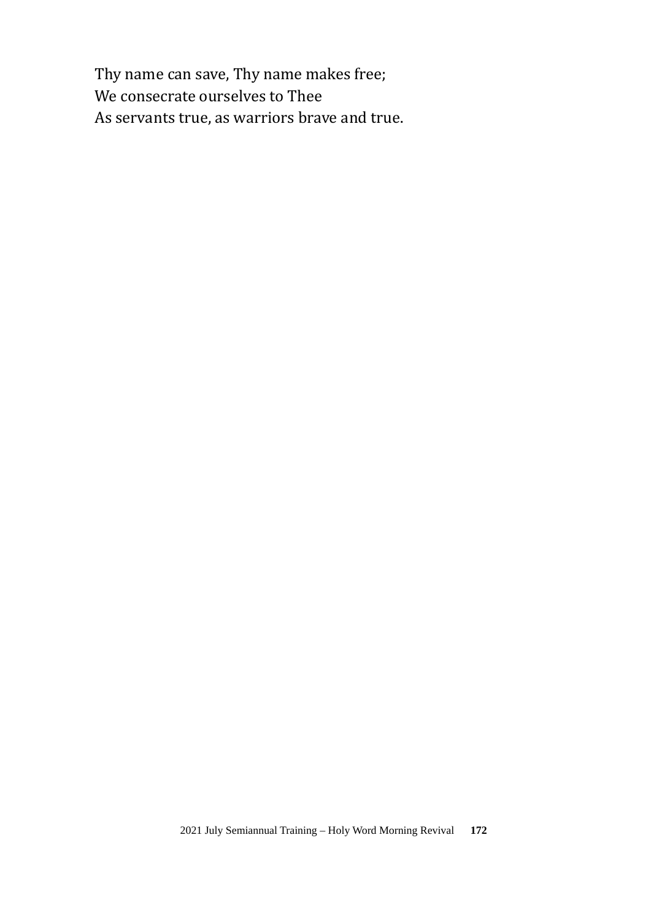Thy name can save, Thy name makes free;
We consecrate ourselves to Thee
As servants true, as warriors brave and true.